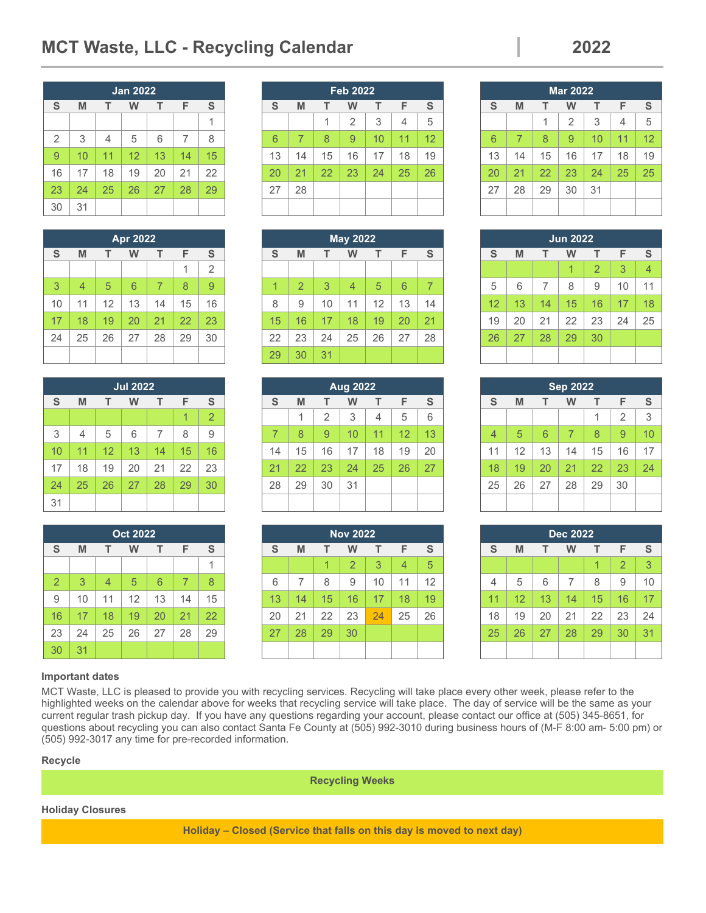# MCT Waste, LLC - Recycling Calendar

**2022**

### Jan 2022

| S | M | T | W | T | F | S |
|---|---|---|---|---|---|---|
| | | | | | | 1 |
| 2 | 3 | 4 | 5 | 6 | 7 | 8 |
| 9 | 10 | 11 | 12 | 13 | 14 | 15 |
| 16 | 17 | 18 | 19 | 20 | 21 | 22 |
| 23 | 24 | 25 | 26 | 27 | 28 | 29 |
| 30 | 31 | | | | | |

### Feb 2022

| S | M | T | W | T | F | S |
|---|---|---|---|---|---|---|
| | | 1 | 2 | 3 | 4 | 5 |
| 6 | 7 | 8 | 9 | 10 | 11 | 12 |
| 13 | 14 | 15 | 16 | 17 | 18 | 19 |
| 20 | 21 | 22 | 23 | 24 | 25 | 26 |
| 27 | 28 | | | | | |

### Mar 2022

| S | M | T | W | T | F | S |
|---|---|---|---|---|---|---|
| | | 1 | 2 | 3 | 4 | 5 |
| 6 | 7 | 8 | 9 | 10 | 11 | 12 |
| 13 | 14 | 15 | 16 | 17 | 18 | 19 |
| 20 | 21 | 22 | 23 | 24 | 25 | 25 |
| 27 | 28 | 29 | 30 | 31 | | |

### Apr 2022

| S | M | T | W | T | F | S |
|---|---|---|---|---|---|---|
| | | | | | 1 | 2 |
| 3 | 4 | 5 | 6 | 7 | 8 | 9 |
| 10 | 11 | 12 | 13 | 14 | 15 | 16 |
| 17 | 18 | 19 | 20 | 21 | 22 | 23 |
| 24 | 25 | 26 | 27 | 28 | 29 | 30 |

### May 2022

| S | M | T | W | T | F | S |
|---|---|---|---|---|---|---|
| 1 | 2 | 3 | 4 | 5 | 6 | 7 |
| 8 | 9 | 10 | 11 | 12 | 13 | 14 |
| 15 | 16 | 17 | 18 | 19 | 20 | 21 |
| 22 | 23 | 24 | 25 | 26 | 27 | 28 |
| 29 | 30 | 31 | | | | |

### Jun 2022

| S | M | T | W | T | F | S |
|---|---|---|---|---|---|---|
| | | | 1 | 2 | 3 | 4 |
| 5 | 6 | 7 | 8 | 9 | 10 | 11 |
| 12 | 13 | 14 | 15 | 16 | 17 | 18 |
| 19 | 20 | 21 | 22 | 23 | 24 | 25 |
| 26 | 27 | 28 | 29 | 30 | | |

### Jul 2022

| S | M | T | W | T | F | S |
|---|---|---|---|---|---|---|
| | | | | | 1 | 2 |
| 3 | 4 | 5 | 6 | 7 | 8 | 9 |
| 10 | 11 | 12 | 13 | 14 | 15 | 16 |
| 17 | 18 | 19 | 20 | 21 | 22 | 23 |
| 24 | 25 | 26 | 27 | 28 | 29 | 30 |
| 31 | | | | | | |

### Aug 2022

| S | M | T | W | T | F | S |
|---|---|---|---|---|---|---|
| | 1 | 2 | 3 | 4 | 5 | 6 |
| 7 | 8 | 9 | 10 | 11 | 12 | 13 |
| 14 | 15 | 16 | 17 | 18 | 19 | 20 |
| 21 | 22 | 23 | 24 | 25 | 26 | 27 |
| 28 | 29 | 30 | 31 | | | |

### Sep 2022

| S | M | T | W | T | F | S |
|---|---|---|---|---|---|---|
| | | | | 1 | 2 | 3 |
| 4 | 5 | 6 | 7 | 8 | 9 | 10 |
| 11 | 12 | 13 | 14 | 15 | 16 | 17 |
| 18 | 19 | 20 | 21 | 22 | 23 | 24 |
| 25 | 26 | 27 | 28 | 29 | 30 | |

### Oct 2022

| S | M | T | W | T | F | S |
|---|---|---|---|---|---|---|
| | | | | | | 1 |
| 2 | 3 | 4 | 5 | 6 | 7 | 8 |
| 9 | 10 | 11 | 12 | 13 | 14 | 15 |
| 16 | 17 | 18 | 19 | 20 | 21 | 22 |
| 23 | 24 | 25 | 26 | 27 | 28 | 29 |
| 30 | 31 | | | | | |

### Nov 2022

| S | M | T | W | T | F | S |
|---|---|---|---|---|---|---|
| | | 1 | 2 | 3 | 4 | 5 |
| 6 | 7 | 8 | 9 | 10 | 11 | 12 |
| 13 | 14 | 15 | 16 | 17 | 18 | 19 |
| 20 | 21 | 22 | 23 | 24 | 25 | 26 |
| 27 | 28 | 29 | 30 | | | |

### Dec 2022

| S | M | T | W | T | F | S |
|---|---|---|---|---|---|---|
| | | | | 1 | 2 | 3 |
| 4 | 5 | 6 | 7 | 8 | 9 | 10 |
| 11 | 12 | 13 | 14 | 15 | 16 | 17 |
| 18 | 19 | 20 | 21 | 22 | 23 | 24 |
| 25 | 26 | 27 | 28 | 29 | 30 | 31 |

**Important dates**

MCT Waste, LLC is pleased to provide you with recycling services. Recycling will take place every other week, please refer to the highlighted weeks on the calendar above for weeks that recycling service will take place. The day of service will be the same as your current regular trash pickup day. If you have any questions regarding your account, please contact our office at (505) 345-8651, for questions about recycling you can also contact Santa Fe County at (505) 992-3010 during business hours of (M-F 8:00 am- 5:00 pm) or (505) 992-3017 any time for pre-recorded information.

**Recycle**

**Recycling Weeks**

**Holiday Closures**

**Holiday – Closed (Service that falls on this day is moved to next day)**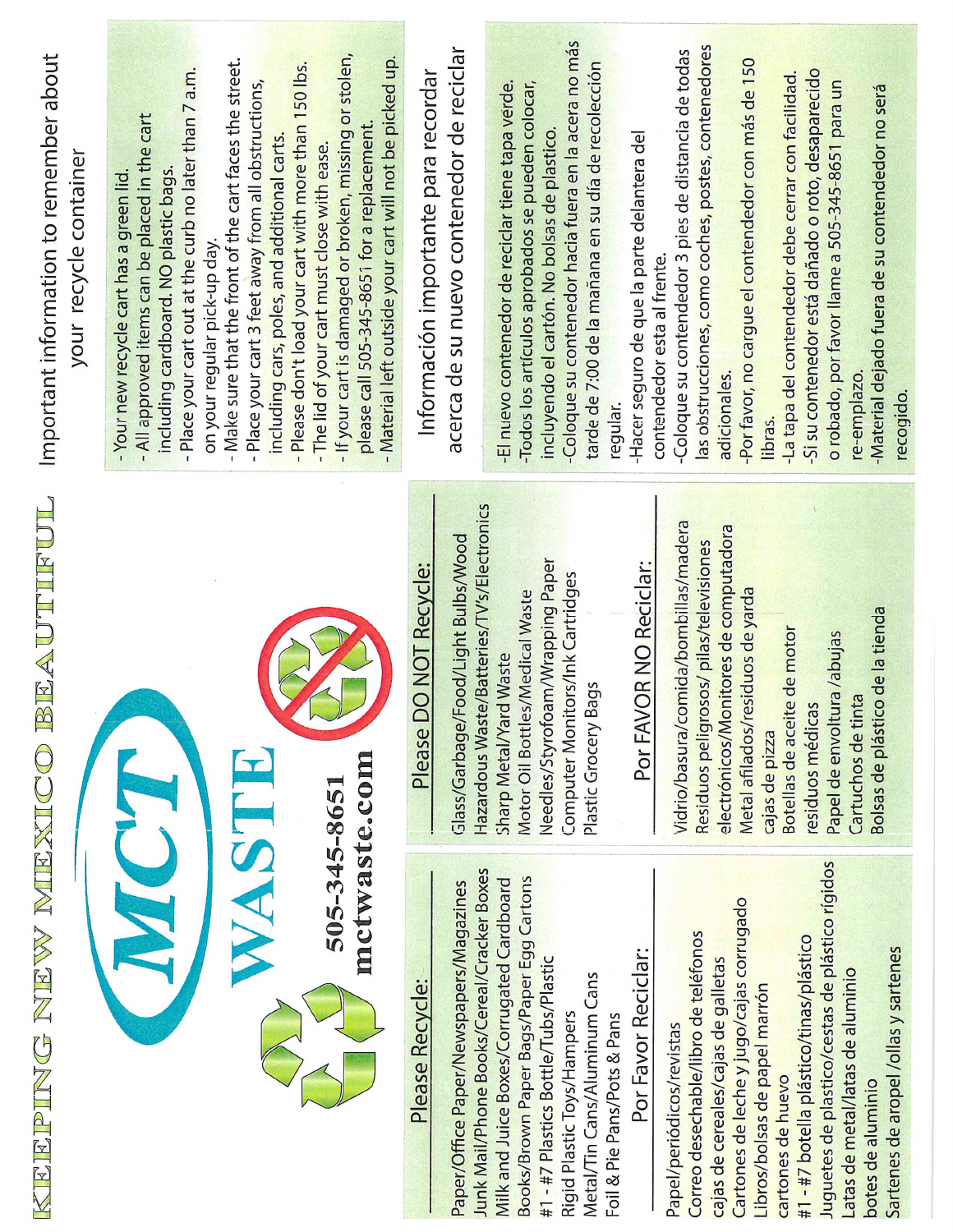# KEEPING NEW MEXICO BEAUTIFUL

MCT WASTE

505-345-8651
mctwaste.com

## Please Recycle:

Paper/Office Paper/Newspapers/Magazines
Junk Mail/Phone Books/Cereal/Cracker Boxes
Milk and Juice Boxes/Corrugated Cardboard
Books/Brown Paper Bags/Paper Egg Cartons
#1 - #7 Plastics Bottle/Tubs/Plastic
Rigid Plastic Toys/Hampers
Metal/Tin Cans/Aluminum Cans
Foil & Pie Pans/Pots & Pans

## Por Favor Reciclar:

Papel/periódicos/revistas
Correo desechable/libro de teléfonos
cajas de cereales/cajas de galletas
Cartones de leche y jugo/cajas corrugado
Libros/bolsas de papel marrón
cartones de huevo
#1 - #7 botella plástico/tinas/plástico
Juguetes de plastico/cestas de plástico rígidos
Latas de metal/latas de aluminio
botes de aluminio
Sartenes de aropel /ollas y sartenes

## Please DO NOT Recycle:

Glass/Garbage/Food/Light Bulbs/Wood
Hazardous Waste/Batteries/TV's/Electronics
Sharp Metal/Yard Waste
Motor Oil Bottles/Medical Waste
Needles/Styrofoam/Wrapping Paper
Computer Monitors/Ink Cartridges
Plastic Grocery Bags

## Por FAVOR NO Reciclar:

Vidrio/basura/comida/bombillas/madera
Residuos peligrosos/ pilas/televisiones
electrónicos/Monitores de computadora
Metal afilados/residuos de yarda
cajas de pizza
Botellas de aceite de motor
residuos médicas
Papel de envoltura /abujas
Cartuchos de tinta
Bolsas de plástico de la tienda

## Important information to remember about your recycle container

- Your new recycle cart has a green lid.
- All approved items can be placed in the cart including cardboard. NO plastic bags.
- Place your cart out at the curb no later than 7 a.m. on your regular pick-up day.
- Make sure that the front of the cart faces the street.
- Place your cart 3 feet away from all obstructions, including cars, poles, and additional carts.
- Please don't load your cart with more than 150 lbs.
- The lid of your cart must close with ease.
- If your cart is damaged or broken, missing or stolen, please call 505-345-8651 for a replacement.
- Material left outside your cart will not be picked up.

## Información importante para recordar acerca de su nuevo contenedor de reciclar

-El nuevo contenedor de reciclar tiene tapa verde.
-Todos los artículos aprobados se pueden colocar, incluyendo el cartón. No bolsas de plastico.
-Coloque su contenedor hacia fuera en la acera no más tarde de 7:00 de la mañana en su día de recolección regular.
-Hacer seguro de que la parte delantera del contenedor esta al frente.
-Coloque su contenedor 3 pies de distancia de todas las obstrucciones, como coches, postes, contenedores adicionales.
-Por favor, no cargue el contenedor con más de 150 libras.
-La tapa del contenedor debe cerrar con facilidad.
-Si su contenedor está dañado o roto, desaparecido o robado, por favor llame a 505-345-8651 para un re-emplazo.
-Material dejado fuera de su contenedor no será recogido.